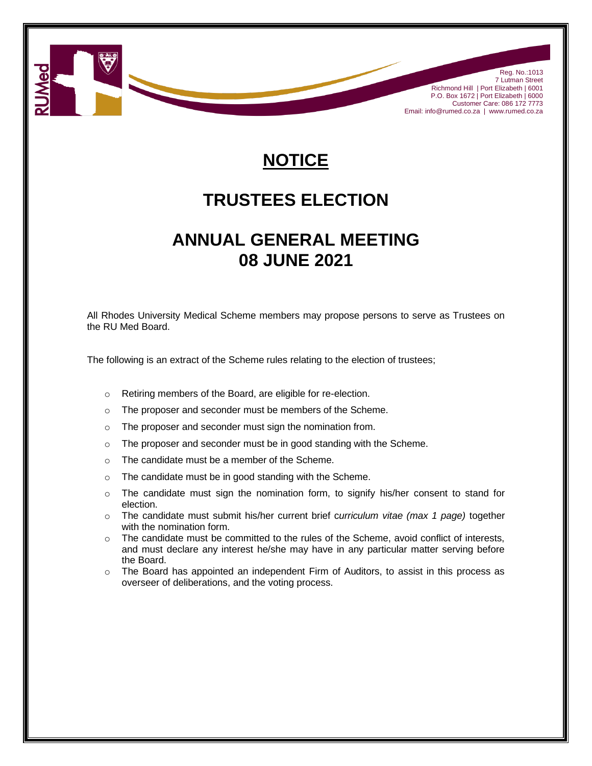Reg. No.:1013
7 Lutman Street
Richmond Hill | Port Elizabeth | 6001
P.O. Box 1672 | Port Elizabeth | 6000
Customer Care: 086 172 7773
Email: info@rumed.co.za | www.rumed.co.za

# NOTICE

# TRUSTEES ELECTION

# ANNUAL GENERAL MEETING 08 JUNE 2021

All Rhodes University Medical Scheme members may propose persons to serve as Trustees on the RU Med Board.

The following is an extract of the Scheme rules relating to the election of trustees;

- Retiring members of the Board, are eligible for re-election.
- The proposer and seconder must be members of the Scheme.
- The proposer and seconder must sign the nomination from.
- The proposer and seconder must be in good standing with the Scheme.
- The candidate must be a member of the Scheme.
- The candidate must be in good standing with the Scheme.
- The candidate must sign the nomination form, to signify his/her consent to stand for election.
- The candidate must submit his/her current brief c*urriculum vitae (max 1 page)* together with the nomination form.
- The candidate must be committed to the rules of the Scheme, avoid conflict of interests, and must declare any interest he/she may have in any particular matter serving before the Board.
- The Board has appointed an independent Firm of Auditors, to assist in this process as overseer of deliberations, and the voting process.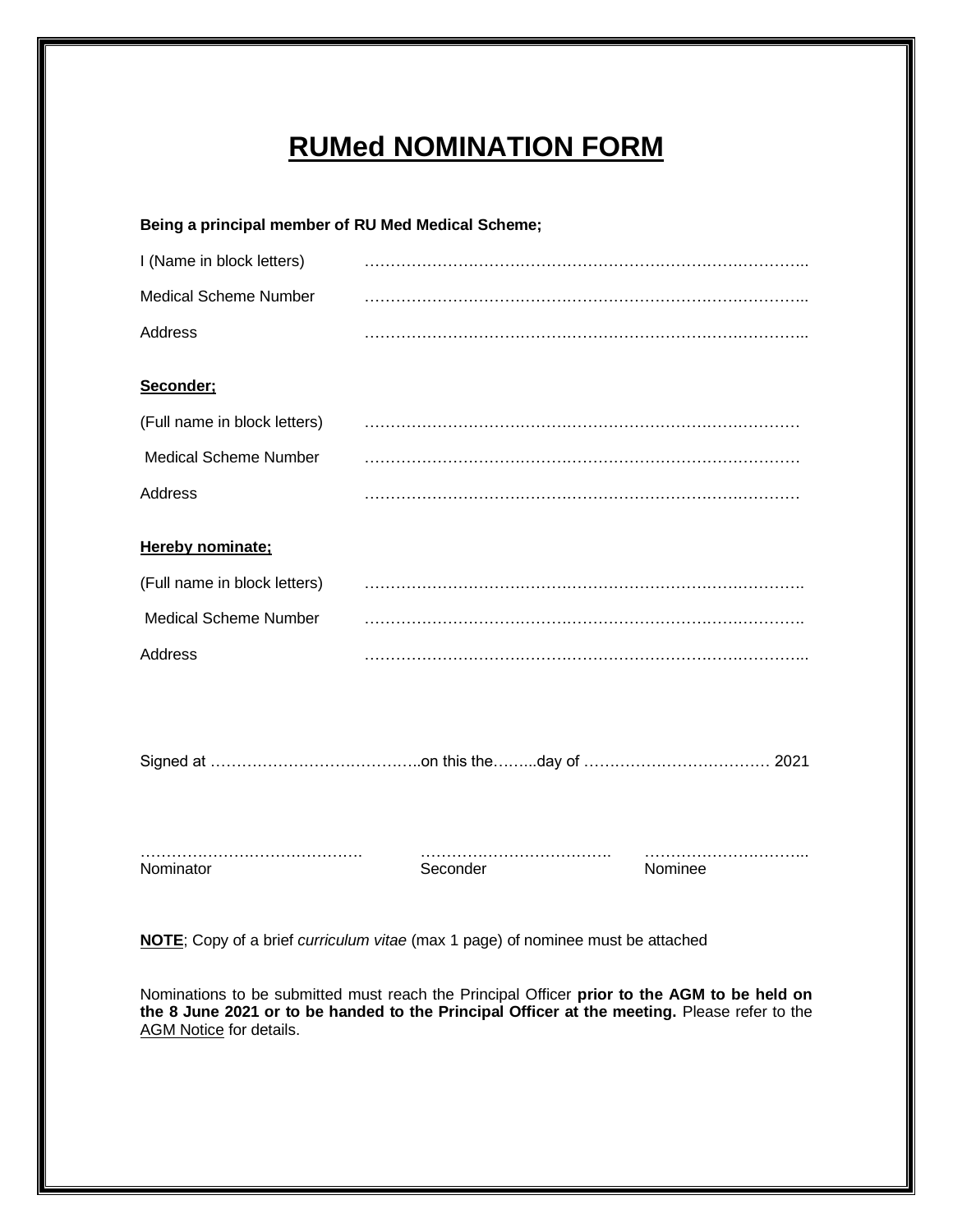# RUMed NOMINATION FORM

**Being a principal member of RU Med Medical Scheme;**

I (Name in block letters) ……………………………………………………………………………..

Medical Scheme Number ……………………………………………………………………………..

Address ……………………………………………………………………………..

**Seconder;**

(Full name in block letters) ……………………………………………………………………………

Medical Scheme Number ……………………………………………………………………………

Address ……………………………………………………………………………

**Hereby nominate;**

(Full name in block letters) …………………………………………………………………………….

Medical Scheme Number …………………………………………………………………………….

Address ……………………………………………………………………………..

Signed at …………………………………..on this the……...day of ……………………………… 2021

……………………………………. ………………………………. …………………………..

Nominator Seconder Nominee

**NOTE**; Copy of a brief *curriculum vitae* (max 1 page) of nominee must be attached

Nominations to be submitted must reach the Principal Officer **prior to the AGM to be held on the 8 June 2021 or to be handed to the Principal Officer at the meeting.** Please refer to the AGM Notice for details.